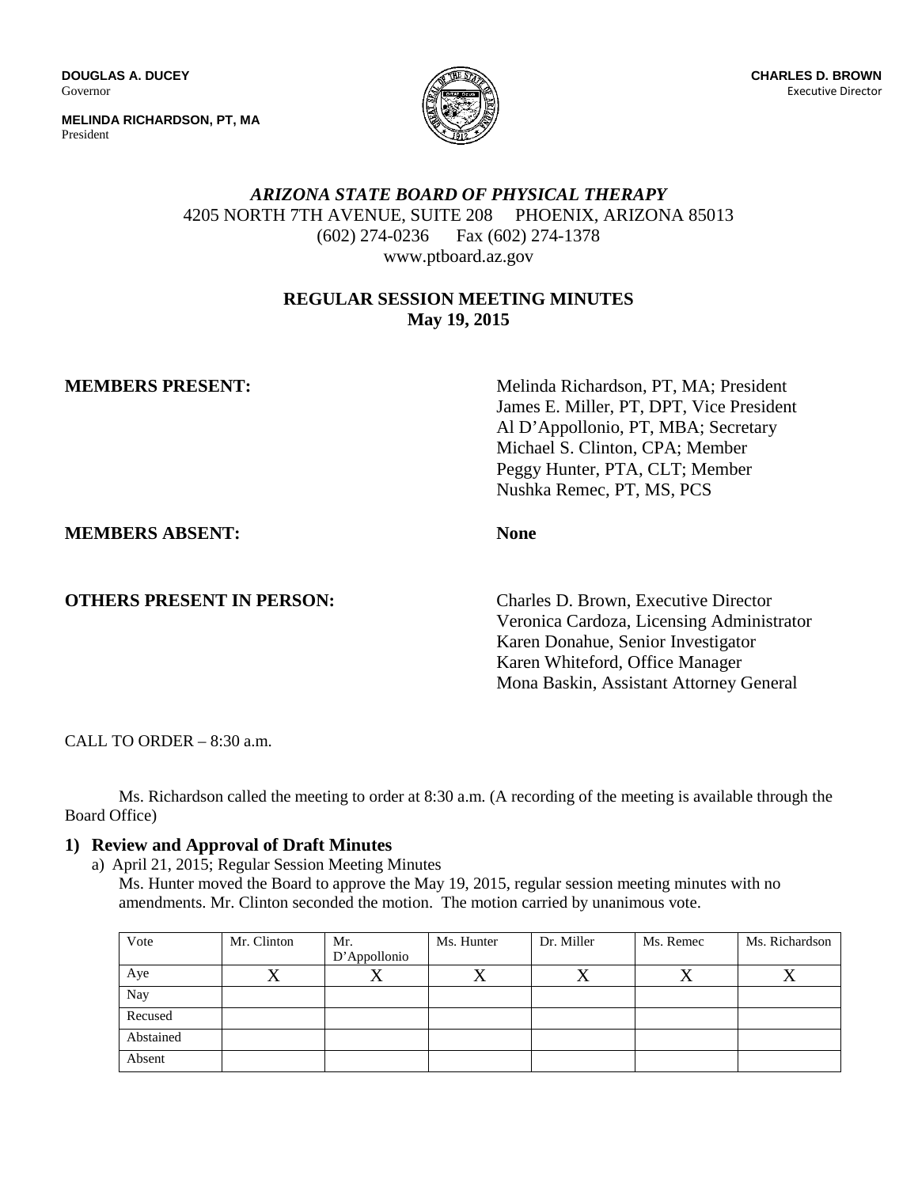**DOUGLAS A. DUCEY**
Governor

**MELINDA RICHARDSON, PT, MA**
President

**CHARLES D. BROWN**
Executive Director

# *ARIZONA STATE BOARD OF PHYSICAL THERAPY*

4205 NORTH 7TH AVENUE, SUITE 208 PHOENIX, ARIZONA 85013
(602) 274-0236 Fax (602) 274-1378
www.ptboard.az.gov

## REGULAR SESSION MEETING MINUTES
**May 19, 2015**

**MEMBERS PRESENT:**
Melinda Richardson, PT, MA; President
James E. Miller, PT, DPT, Vice President
Al D'Appollonio, PT, MBA; Secretary
Michael S. Clinton, CPA; Member
Peggy Hunter, PTA, CLT; Member
Nushka Remec, PT, MS, PCS

**MEMBERS ABSENT:** **None**

**OTHERS PRESENT IN PERSON:**
Charles D. Brown, Executive Director
Veronica Cardoza, Licensing Administrator
Karen Donahue, Senior Investigator
Karen Whiteford, Office Manager
Mona Baskin, Assistant Attorney General

CALL TO ORDER – 8:30 a.m.

Ms. Richardson called the meeting to order at 8:30 a.m. (A recording of the meeting is available through the Board Office)

### 1) Review and Approval of Draft Minutes

a) April 21, 2015; Regular Session Meeting Minutes
Ms. Hunter moved the Board to approve the May 19, 2015, regular session meeting minutes with no amendments. Mr. Clinton seconded the motion. The motion carried by unanimous vote.

| Vote | Mr. Clinton | Mr. D'Appollonio | Ms. Hunter | Dr. Miller | Ms. Remec | Ms. Richardson |
|---|---|---|---|---|---|---|
| Aye | X | X | X | X | X | X |
| Nay | | | | | | |
| Recused | | | | | | |
| Abstained | | | | | | |
| Absent | | | | | | |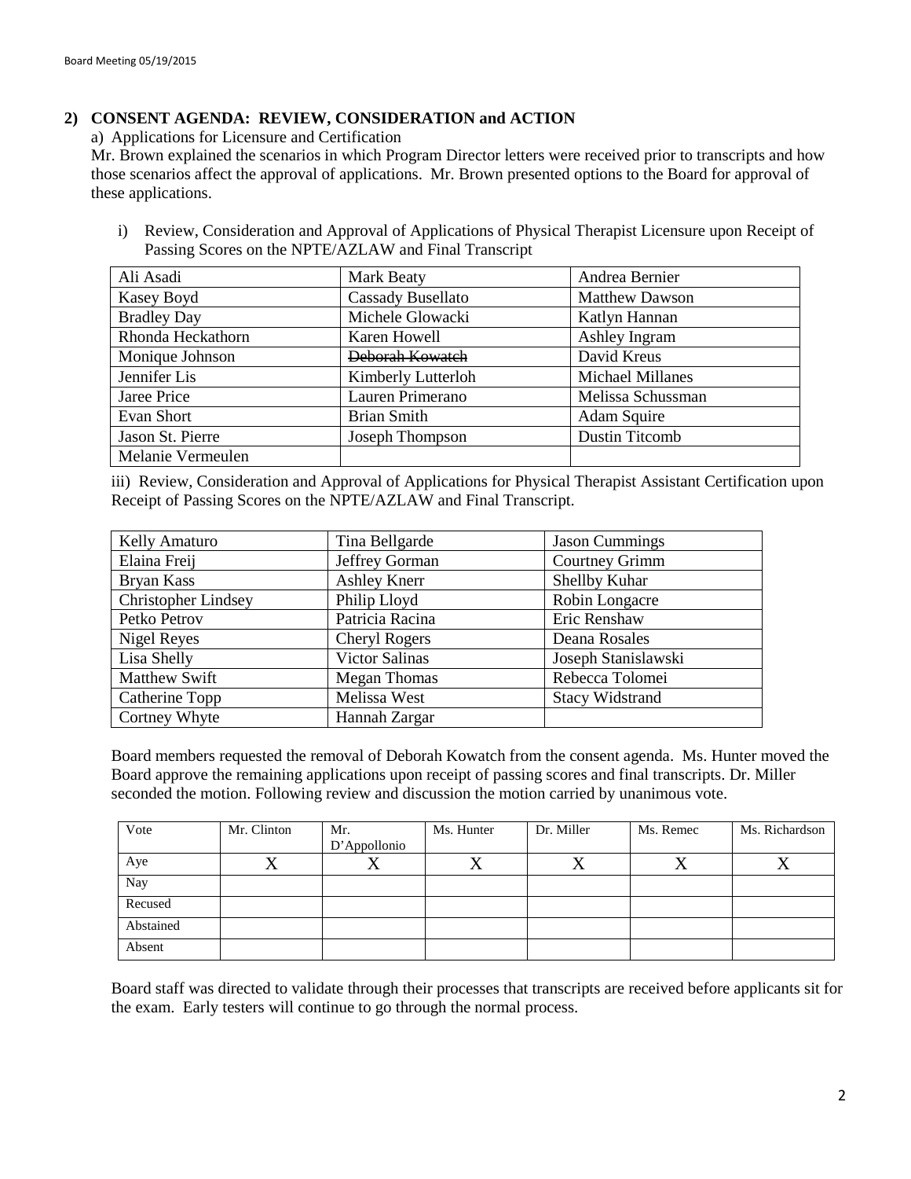## 2) CONSENT AGENDA: REVIEW, CONSIDERATION and ACTION

a) Applications for Licensure and Certification

Mr. Brown explained the scenarios in which Program Director letters were received prior to transcripts and how those scenarios affect the approval of applications. Mr. Brown presented options to the Board for approval of these applications.

i) Review, Consideration and Approval of Applications of Physical Therapist Licensure upon Receipt of Passing Scores on the NPTE/AZLAW and Final Transcript

| | | |
|---|---|---|
| Ali Asadi | Mark Beaty | Andrea Bernier |
| Kasey Boyd | Cassady Busellato | Matthew Dawson |
| Bradley Day | Michele Glowacki | Katlyn Hannan |
| Rhonda Heckathorn | Karen Howell | Ashley Ingram |
| Monique Johnson | ~~Deborah Kowatch~~ | David Kreus |
| Jennifer Lis | Kimberly Lutterloh | Michael Millanes |
| Jaree Price | Lauren Primerano | Melissa Schussman |
| Evan Short | Brian Smith | Adam Squire |
| Jason St. Pierre | Joseph Thompson | Dustin Titcomb |
| Melanie Vermeulen | | |

iii) Review, Consideration and Approval of Applications for Physical Therapist Assistant Certification upon Receipt of Passing Scores on the NPTE/AZLAW and Final Transcript.

| | | |
|---|---|---|
| Kelly Amaturo | Tina Bellgarde | Jason Cummings |
| Elaina Freij | Jeffrey Gorman | Courtney Grimm |
| Bryan Kass | Ashley Knerr | Shellby Kuhar |
| Christopher Lindsey | Philip Lloyd | Robin Longacre |
| Petko Petrov | Patricia Racina | Eric Renshaw |
| Nigel Reyes | Cheryl Rogers | Deana Rosales |
| Lisa Shelly | Victor Salinas | Joseph Stanislawski |
| Matthew Swift | Megan Thomas | Rebecca Tolomei |
| Catherine Topp | Melissa West | Stacy Widstrand |
| Cortney Whyte | Hannah Zargar | |

Board members requested the removal of Deborah Kowatch from the consent agenda. Ms. Hunter moved the Board approve the remaining applications upon receipt of passing scores and final transcripts. Dr. Miller seconded the motion. Following review and discussion the motion carried by unanimous vote.

| Vote | Mr. Clinton | Mr. D'Appollonio | Ms. Hunter | Dr. Miller | Ms. Remec | Ms. Richardson |
|---|---|---|---|---|---|---|
| Aye | X | X | X | X | X | X |
| Nay | | | | | | |
| Recused | | | | | | |
| Abstained | | | | | | |
| Absent | | | | | | |

Board staff was directed to validate through their processes that transcripts are received before applicants sit for the exam. Early testers will continue to go through the normal process.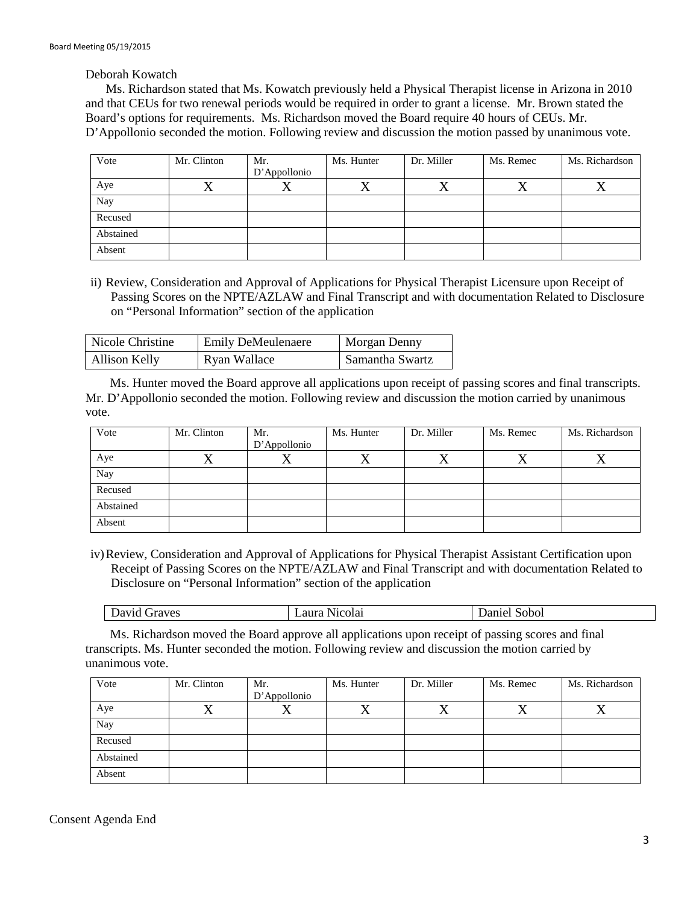Deborah Kowatch

Ms. Richardson stated that Ms. Kowatch previously held a Physical Therapist license in Arizona in 2010 and that CEUs for two renewal periods would be required in order to grant a license. Mr. Brown stated the Board's options for requirements. Ms. Richardson moved the Board require 40 hours of CEUs. Mr. D'Appollonio seconded the motion. Following review and discussion the motion passed by unanimous vote.

| Vote | Mr. Clinton | Mr. D'Appollonio | Ms. Hunter | Dr. Miller | Ms. Remec | Ms. Richardson |
|---|---|---|---|---|---|---|
| Aye | X | X | X | X | X | X |
| Nay | | | | | | |
| Recused | | | | | | |
| Abstained | | | | | | |
| Absent | | | | | | |

ii) Review, Consideration and Approval of Applications for Physical Therapist Licensure upon Receipt of Passing Scores on the NPTE/AZLAW and Final Transcript and with documentation Related to Disclosure on "Personal Information" section of the application

| Nicole Christine | Emily DeMeulenaere | Morgan Denny |
|---|---|---|
| Allison Kelly | Ryan Wallace | Samantha Swartz |

Ms. Hunter moved the Board approve all applications upon receipt of passing scores and final transcripts. Mr. D'Appollonio seconded the motion. Following review and discussion the motion carried by unanimous vote.

| Vote | Mr. Clinton | Mr. D'Appollonio | Ms. Hunter | Dr. Miller | Ms. Remec | Ms. Richardson |
|---|---|---|---|---|---|---|
| Aye | X | X | X | X | X | X |
| Nay | | | | | | |
| Recused | | | | | | |
| Abstained | | | | | | |
| Absent | | | | | | |

iv) Review, Consideration and Approval of Applications for Physical Therapist Assistant Certification upon Receipt of Passing Scores on the NPTE/AZLAW and Final Transcript and with documentation Related to Disclosure on "Personal Information" section of the application

| David Graves | Laura Nicolai | Daniel Sobol |
|---|---|---|

Ms. Richardson moved the Board approve all applications upon receipt of passing scores and final transcripts. Ms. Hunter seconded the motion. Following review and discussion the motion carried by unanimous vote.

| Vote | Mr. Clinton | Mr. D'Appollonio | Ms. Hunter | Dr. Miller | Ms. Remec | Ms. Richardson |
|---|---|---|---|---|---|---|
| Aye | X | X | X | X | X | X |
| Nay | | | | | | |
| Recused | | | | | | |
| Abstained | | | | | | |
| Absent | | | | | | |

Consent Agenda End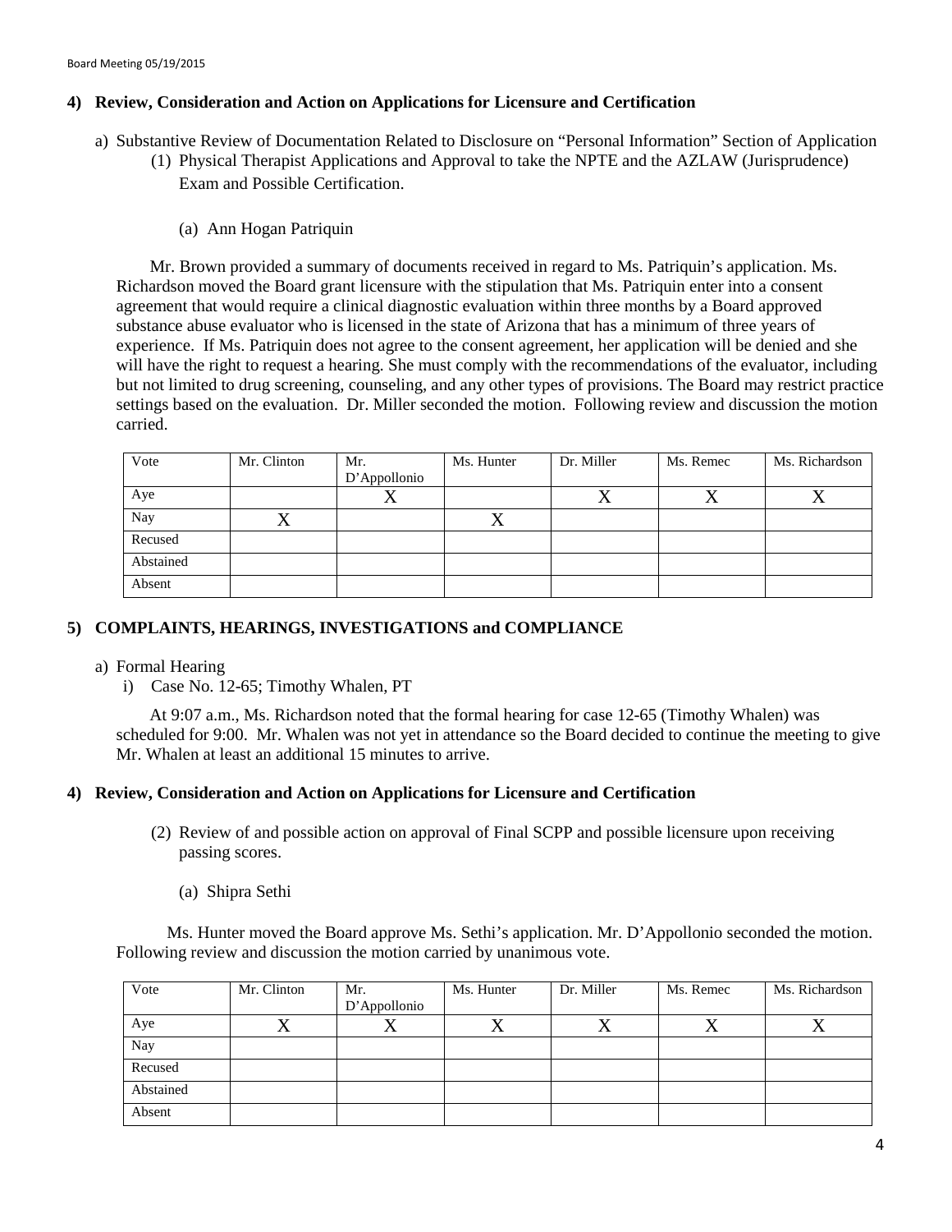## 4) Review, Consideration and Action on Applications for Licensure and Certification

a) Substantive Review of Documentation Related to Disclosure on "Personal Information" Section of Application

(1) Physical Therapist Applications and Approval to take the NPTE and the AZLAW (Jurisprudence) Exam and Possible Certification.

(a) Ann Hogan Patriquin

Mr. Brown provided a summary of documents received in regard to Ms. Patriquin's application. Ms. Richardson moved the Board grant licensure with the stipulation that Ms. Patriquin enter into a consent agreement that would require a clinical diagnostic evaluation within three months by a Board approved substance abuse evaluator who is licensed in the state of Arizona that has a minimum of three years of experience. If Ms. Patriquin does not agree to the consent agreement, her application will be denied and she will have the right to request a hearing. She must comply with the recommendations of the evaluator, including but not limited to drug screening, counseling, and any other types of provisions. The Board may restrict practice settings based on the evaluation. Dr. Miller seconded the motion. Following review and discussion the motion carried.

| Vote | Mr. Clinton | Mr. D'Appollonio | Ms. Hunter | Dr. Miller | Ms. Remec | Ms. Richardson |
|---|---|---|---|---|---|---|
| Aye | | X | | X | X | X |
| Nay | X | | X | | | |
| Recused | | | | | | |
| Abstained | | | | | | |
| Absent | | | | | | |

## 5) COMPLAINTS, HEARINGS, INVESTIGATIONS and COMPLIANCE

a) Formal Hearing

i) Case No. 12-65; Timothy Whalen, PT

At 9:07 a.m., Ms. Richardson noted that the formal hearing for case 12-65 (Timothy Whalen) was scheduled for 9:00. Mr. Whalen was not yet in attendance so the Board decided to continue the meeting to give Mr. Whalen at least an additional 15 minutes to arrive.

## 4) Review, Consideration and Action on Applications for Licensure and Certification

(2) Review of and possible action on approval of Final SCPP and possible licensure upon receiving passing scores.

(a) Shipra Sethi

Ms. Hunter moved the Board approve Ms. Sethi's application. Mr. D'Appollonio seconded the motion. Following review and discussion the motion carried by unanimous vote.

| Vote | Mr. Clinton | Mr. D'Appollonio | Ms. Hunter | Dr. Miller | Ms. Remec | Ms. Richardson |
|---|---|---|---|---|---|---|
| Aye | X | X | X | X | X | X |
| Nay | | | | | | |
| Recused | | | | | | |
| Abstained | | | | | | |
| Absent | | | | | | |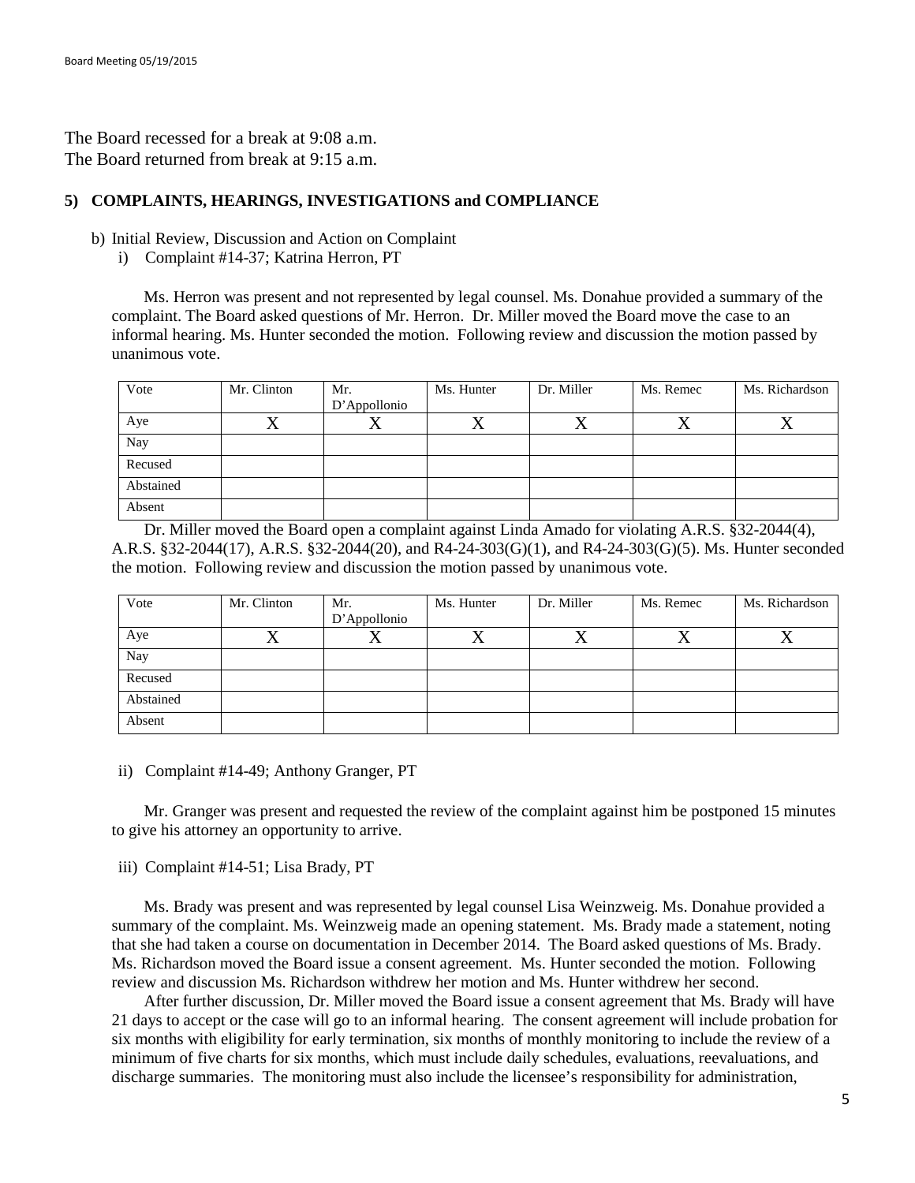The Board recessed for a break at 9:08 a.m.
The Board returned from break at 9:15 a.m.

**5) COMPLAINTS, HEARINGS, INVESTIGATIONS and COMPLIANCE**

b) Initial Review, Discussion and Action on Complaint

i) Complaint #14-37; Katrina Herron, PT

Ms. Herron was present and not represented by legal counsel. Ms. Donahue provided a summary of the complaint. The Board asked questions of Mr. Herron. Dr. Miller moved the Board move the case to an informal hearing. Ms. Hunter seconded the motion. Following review and discussion the motion passed by unanimous vote.

| Vote | Mr. Clinton | Mr. D'Appollonio | Ms. Hunter | Dr. Miller | Ms. Remec | Ms. Richardson |
|---|---|---|---|---|---|---|
| Aye | X | X | X | X | X | X |
| Nay | | | | | | |
| Recused | | | | | | |
| Abstained | | | | | | |
| Absent | | | | | | |

Dr. Miller moved the Board open a complaint against Linda Amado for violating A.R.S. §32-2044(4), A.R.S. §32-2044(17), A.R.S. §32-2044(20), and R4-24-303(G)(1), and R4-24-303(G)(5). Ms. Hunter seconded the motion. Following review and discussion the motion passed by unanimous vote.

| Vote | Mr. Clinton | Mr. D'Appollonio | Ms. Hunter | Dr. Miller | Ms. Remec | Ms. Richardson |
|---|---|---|---|---|---|---|
| Aye | X | X | X | X | X | X |
| Nay | | | | | | |
| Recused | | | | | | |
| Abstained | | | | | | |
| Absent | | | | | | |

ii) Complaint #14-49; Anthony Granger, PT

Mr. Granger was present and requested the review of the complaint against him be postponed 15 minutes to give his attorney an opportunity to arrive.

iii) Complaint #14-51; Lisa Brady, PT

Ms. Brady was present and was represented by legal counsel Lisa Weinzweig. Ms. Donahue provided a summary of the complaint. Ms. Weinzweig made an opening statement. Ms. Brady made a statement, noting that she had taken a course on documentation in December 2014. The Board asked questions of Ms. Brady. Ms. Richardson moved the Board issue a consent agreement. Ms. Hunter seconded the motion. Following review and discussion Ms. Richardson withdrew her motion and Ms. Hunter withdrew her second.

After further discussion, Dr. Miller moved the Board issue a consent agreement that Ms. Brady will have 21 days to accept or the case will go to an informal hearing. The consent agreement will include probation for six months with eligibility for early termination, six months of monthly monitoring to include the review of a minimum of five charts for six months, which must include daily schedules, evaluations, reevaluations, and discharge summaries. The monitoring must also include the licensee's responsibility for administration,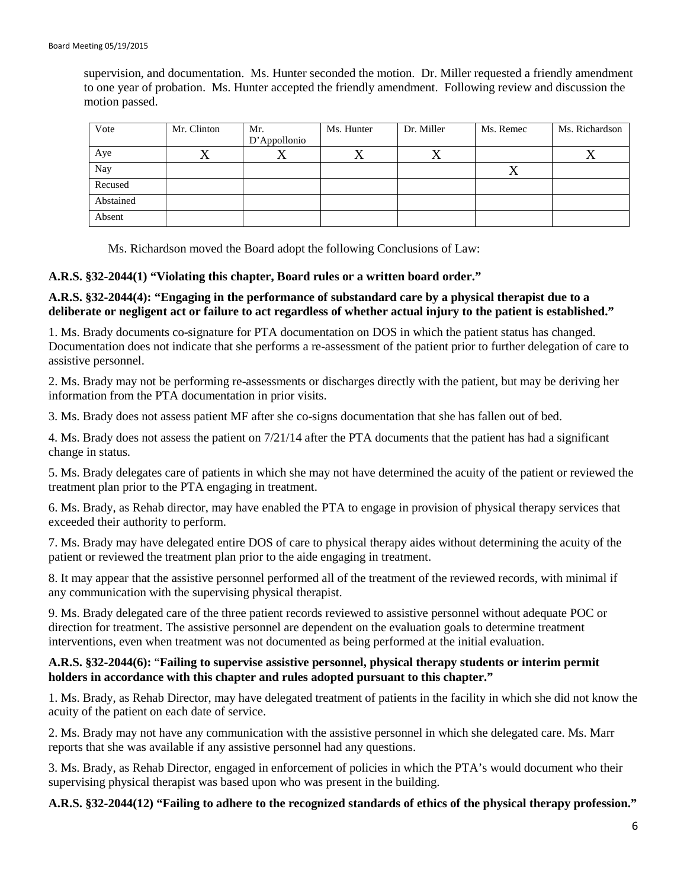supervision, and documentation. Ms. Hunter seconded the motion. Dr. Miller requested a friendly amendment to one year of probation. Ms. Hunter accepted the friendly amendment. Following review and discussion the motion passed.

| Vote | Mr. Clinton | Mr. D'Appollonio | Ms. Hunter | Dr. Miller | Ms. Remec | Ms. Richardson |
|---|---|---|---|---|---|---|
| Aye | X | X | X | X | | X |
| Nay | | | | | X | |
| Recused | | | | | | |
| Abstained | | | | | | |
| Absent | | | | | | |

Ms. Richardson moved the Board adopt the following Conclusions of Law:

**A.R.S. §32-2044(1) "Violating this chapter, Board rules or a written board order."**

**A.R.S. §32-2044(4): "Engaging in the performance of substandard care by a physical therapist due to a deliberate or negligent act or failure to act regardless of whether actual injury to the patient is established."**

1. Ms. Brady documents co-signature for PTA documentation on DOS in which the patient status has changed. Documentation does not indicate that she performs a re-assessment of the patient prior to further delegation of care to assistive personnel.

2. Ms. Brady may not be performing re-assessments or discharges directly with the patient, but may be deriving her information from the PTA documentation in prior visits.

3. Ms. Brady does not assess patient MF after she co-signs documentation that she has fallen out of bed.

4. Ms. Brady does not assess the patient on 7/21/14 after the PTA documents that the patient has had a significant change in status.

5. Ms. Brady delegates care of patients in which she may not have determined the acuity of the patient or reviewed the treatment plan prior to the PTA engaging in treatment.

6. Ms. Brady, as Rehab director, may have enabled the PTA to engage in provision of physical therapy services that exceeded their authority to perform.

7. Ms. Brady may have delegated entire DOS of care to physical therapy aides without determining the acuity of the patient or reviewed the treatment plan prior to the aide engaging in treatment.

8. It may appear that the assistive personnel performed all of the treatment of the reviewed records, with minimal if any communication with the supervising physical therapist.

9. Ms. Brady delegated care of the three patient records reviewed to assistive personnel without adequate POC or direction for treatment. The assistive personnel are dependent on the evaluation goals to determine treatment interventions, even when treatment was not documented as being performed at the initial evaluation.

**A.R.S. §32-2044(6): "Failing to supervise assistive personnel, physical therapy students or interim permit holders in accordance with this chapter and rules adopted pursuant to this chapter."**

1. Ms. Brady, as Rehab Director, may have delegated treatment of patients in the facility in which she did not know the acuity of the patient on each date of service.

2. Ms. Brady may not have any communication with the assistive personnel in which she delegated care. Ms. Marr reports that she was available if any assistive personnel had any questions.

3. Ms. Brady, as Rehab Director, engaged in enforcement of policies in which the PTA's would document who their supervising physical therapist was based upon who was present in the building.

**A.R.S. §32-2044(12) "Failing to adhere to the recognized standards of ethics of the physical therapy profession."**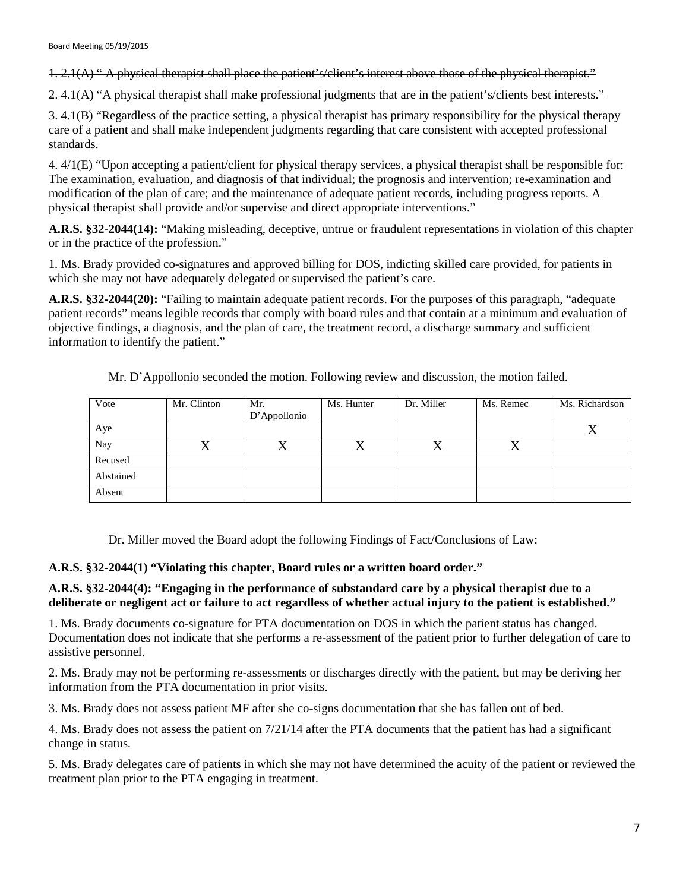~~1. 2.1(A) " A physical therapist shall place the patient's/client's interest above those of the physical therapist."~~

~~2. 4.1(A) "A physical therapist shall make professional judgments that are in the patient's/clients best interests."~~

3. 4.1(B) "Regardless of the practice setting, a physical therapist has primary responsibility for the physical therapy care of a patient and shall make independent judgments regarding that care consistent with accepted professional standards.

4. 4/1(E) "Upon accepting a patient/client for physical therapy services, a physical therapist shall be responsible for: The examination, evaluation, and diagnosis of that individual; the prognosis and intervention; re-examination and modification of the plan of care; and the maintenance of adequate patient records, including progress reports. A physical therapist shall provide and/or supervise and direct appropriate interventions."

**A.R.S. §32-2044(14):** "Making misleading, deceptive, untrue or fraudulent representations in violation of this chapter or in the practice of the profession."

1. Ms. Brady provided co-signatures and approved billing for DOS, indicting skilled care provided, for patients in which she may not have adequately delegated or supervised the patient's care.

**A.R.S. §32-2044(20):** "Failing to maintain adequate patient records. For the purposes of this paragraph, "adequate patient records" means legible records that comply with board rules and that contain at a minimum and evaluation of objective findings, a diagnosis, and the plan of care, the treatment record, a discharge summary and sufficient information to identify the patient."

Mr. D'Appollonio seconded the motion. Following review and discussion, the motion failed.

| Vote | Mr. Clinton | Mr. D'Appollonio | Ms. Hunter | Dr. Miller | Ms. Remec | Ms. Richardson |
|---|---|---|---|---|---|---|
| Aye | | | | | | X |
| Nay | X | X | X | X | X | |
| Recused | | | | | | |
| Abstained | | | | | | |
| Absent | | | | | | |

Dr. Miller moved the Board adopt the following Findings of Fact/Conclusions of Law:

**A.R.S. §32-2044(1) "Violating this chapter, Board rules or a written board order."**

**A.R.S. §32-2044(4): "Engaging in the performance of substandard care by a physical therapist due to a deliberate or negligent act or failure to act regardless of whether actual injury to the patient is established."**

1. Ms. Brady documents co-signature for PTA documentation on DOS in which the patient status has changed. Documentation does not indicate that she performs a re-assessment of the patient prior to further delegation of care to assistive personnel.

2. Ms. Brady may not be performing re-assessments or discharges directly with the patient, but may be deriving her information from the PTA documentation in prior visits.

3. Ms. Brady does not assess patient MF after she co-signs documentation that she has fallen out of bed.

4. Ms. Brady does not assess the patient on 7/21/14 after the PTA documents that the patient has had a significant change in status.

5. Ms. Brady delegates care of patients in which she may not have determined the acuity of the patient or reviewed the treatment plan prior to the PTA engaging in treatment.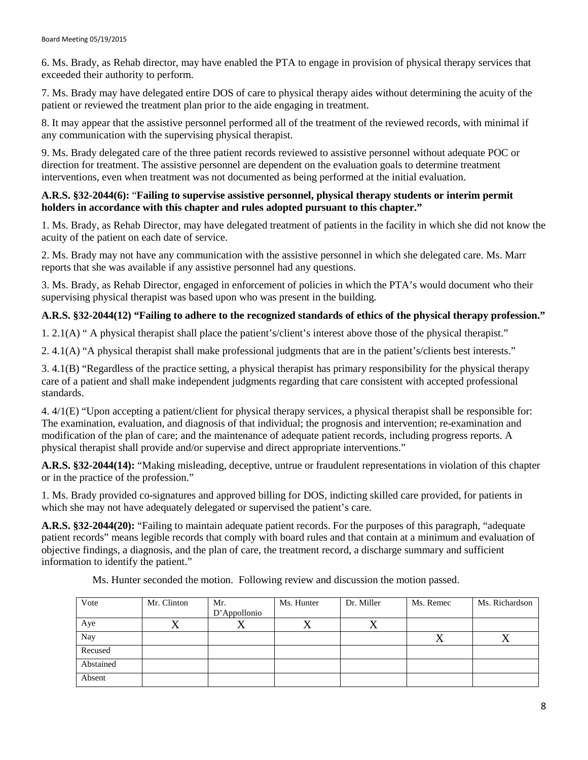6. Ms. Brady, as Rehab director, may have enabled the PTA to engage in provision of physical therapy services that exceeded their authority to perform.

7. Ms. Brady may have delegated entire DOS of care to physical therapy aides without determining the acuity of the patient or reviewed the treatment plan prior to the aide engaging in treatment.

8. It may appear that the assistive personnel performed all of the treatment of the reviewed records, with minimal if any communication with the supervising physical therapist.

9. Ms. Brady delegated care of the three patient records reviewed to assistive personnel without adequate POC or direction for treatment. The assistive personnel are dependent on the evaluation goals to determine treatment interventions, even when treatment was not documented as being performed at the initial evaluation.

**A.R.S. §32-2044(6):** "**Failing to supervise assistive personnel, physical therapy students or interim permit holders in accordance with this chapter and rules adopted pursuant to this chapter."**

1. Ms. Brady, as Rehab Director, may have delegated treatment of patients in the facility in which she did not know the acuity of the patient on each date of service.

2. Ms. Brady may not have any communication with the assistive personnel in which she delegated care. Ms. Marr reports that she was available if any assistive personnel had any questions.

3. Ms. Brady, as Rehab Director, engaged in enforcement of policies in which the PTA's would document who their supervising physical therapist was based upon who was present in the building.

**A.R.S. §32-2044(12) "Failing to adhere to the recognized standards of ethics of the physical therapy profession."**

1. 2.1(A) " A physical therapist shall place the patient's/client's interest above those of the physical therapist."

2. 4.1(A) "A physical therapist shall make professional judgments that are in the patient's/clients best interests."

3. 4.1(B) "Regardless of the practice setting, a physical therapist has primary responsibility for the physical therapy care of a patient and shall make independent judgments regarding that care consistent with accepted professional standards.

4. 4/1(E) "Upon accepting a patient/client for physical therapy services, a physical therapist shall be responsible for: The examination, evaluation, and diagnosis of that individual; the prognosis and intervention; re-examination and modification of the plan of care; and the maintenance of adequate patient records, including progress reports. A physical therapist shall provide and/or supervise and direct appropriate interventions."

**A.R.S. §32-2044(14):** "Making misleading, deceptive, untrue or fraudulent representations in violation of this chapter or in the practice of the profession."

1. Ms. Brady provided co-signatures and approved billing for DOS, indicting skilled care provided, for patients in which she may not have adequately delegated or supervised the patient's care.

**A.R.S. §32-2044(20):** "Failing to maintain adequate patient records. For the purposes of this paragraph, "adequate patient records" means legible records that comply with board rules and that contain at a minimum and evaluation of objective findings, a diagnosis, and the plan of care, the treatment record, a discharge summary and sufficient information to identify the patient."

Ms. Hunter seconded the motion. Following review and discussion the motion passed.

| Vote | Mr. Clinton | Mr. D'Appollonio | Ms. Hunter | Dr. Miller | Ms. Remec | Ms. Richardson |
|---|---|---|---|---|---|---|
| Aye | X | X | X | X | | |
| Nay | | | | | X | X |
| Recused | | | | | | |
| Abstained | | | | | | |
| Absent | | | | | | |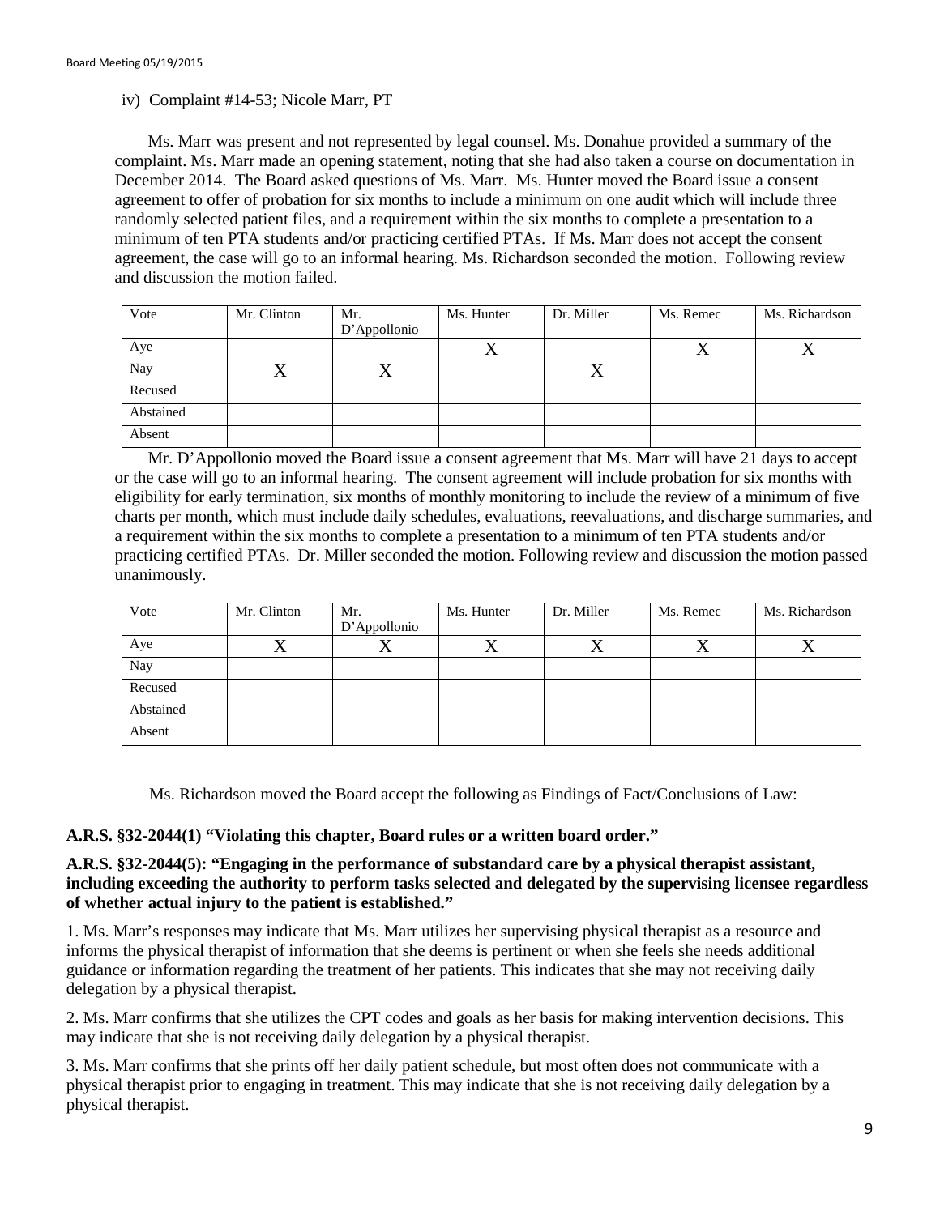iv) Complaint #14-53; Nicole Marr, PT

Ms. Marr was present and not represented by legal counsel. Ms. Donahue provided a summary of the complaint. Ms. Marr made an opening statement, noting that she had also taken a course on documentation in December 2014. The Board asked questions of Ms. Marr. Ms. Hunter moved the Board issue a consent agreement to offer of probation for six months to include a minimum on one audit which will include three randomly selected patient files, and a requirement within the six months to complete a presentation to a minimum of ten PTA students and/or practicing certified PTAs. If Ms. Marr does not accept the consent agreement, the case will go to an informal hearing. Ms. Richardson seconded the motion. Following review and discussion the motion failed.

| Vote | Mr. Clinton | Mr. D'Appollonio | Ms. Hunter | Dr. Miller | Ms. Remec | Ms. Richardson |
|---|---|---|---|---|---|---|
| Aye | | | X | | X | X |
| Nay | X | X | | X | | |
| Recused | | | | | | |
| Abstained | | | | | | |
| Absent | | | | | | |

Mr. D'Appollonio moved the Board issue a consent agreement that Ms. Marr will have 21 days to accept or the case will go to an informal hearing. The consent agreement will include probation for six months with eligibility for early termination, six months of monthly monitoring to include the review of a minimum of five charts per month, which must include daily schedules, evaluations, reevaluations, and discharge summaries, and a requirement within the six months to complete a presentation to a minimum of ten PTA students and/or practicing certified PTAs. Dr. Miller seconded the motion. Following review and discussion the motion passed unanimously.

| Vote | Mr. Clinton | Mr. D'Appollonio | Ms. Hunter | Dr. Miller | Ms. Remec | Ms. Richardson |
|---|---|---|---|---|---|---|
| Aye | X | X | X | X | X | X |
| Nay | | | | | | |
| Recused | | | | | | |
| Abstained | | | | | | |
| Absent | | | | | | |

Ms. Richardson moved the Board accept the following as Findings of Fact/Conclusions of Law:

**A.R.S. §32-2044(1) "Violating this chapter, Board rules or a written board order."**

**A.R.S. §32-2044(5): "Engaging in the performance of substandard care by a physical therapist assistant, including exceeding the authority to perform tasks selected and delegated by the supervising licensee regardless of whether actual injury to the patient is established."**

1. Ms. Marr's responses may indicate that Ms. Marr utilizes her supervising physical therapist as a resource and informs the physical therapist of information that she deems is pertinent or when she feels she needs additional guidance or information regarding the treatment of her patients. This indicates that she may not receiving daily delegation by a physical therapist.

2. Ms. Marr confirms that she utilizes the CPT codes and goals as her basis for making intervention decisions. This may indicate that she is not receiving daily delegation by a physical therapist.

3. Ms. Marr confirms that she prints off her daily patient schedule, but most often does not communicate with a physical therapist prior to engaging in treatment. This may indicate that she is not receiving daily delegation by a physical therapist.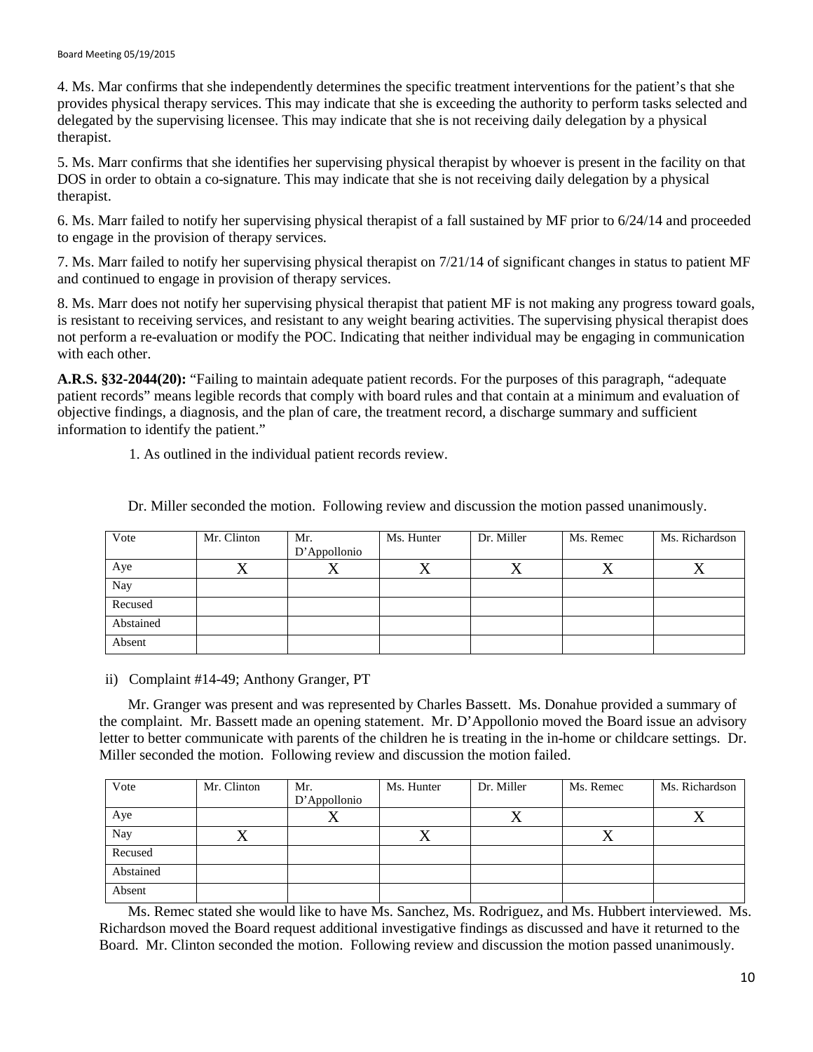4. Ms. Mar confirms that she independently determines the specific treatment interventions for the patient's that she provides physical therapy services. This may indicate that she is exceeding the authority to perform tasks selected and delegated by the supervising licensee. This may indicate that she is not receiving daily delegation by a physical therapist.

5. Ms. Marr confirms that she identifies her supervising physical therapist by whoever is present in the facility on that DOS in order to obtain a co-signature. This may indicate that she is not receiving daily delegation by a physical therapist.

6. Ms. Marr failed to notify her supervising physical therapist of a fall sustained by MF prior to 6/24/14 and proceeded to engage in the provision of therapy services.

7. Ms. Marr failed to notify her supervising physical therapist on 7/21/14 of significant changes in status to patient MF and continued to engage in provision of therapy services.

8. Ms. Marr does not notify her supervising physical therapist that patient MF is not making any progress toward goals, is resistant to receiving services, and resistant to any weight bearing activities. The supervising physical therapist does not perform a re-evaluation or modify the POC. Indicating that neither individual may be engaging in communication with each other.

**A.R.S. §32-2044(20):** "Failing to maintain adequate patient records. For the purposes of this paragraph, "adequate patient records" means legible records that comply with board rules and that contain at a minimum and evaluation of objective findings, a diagnosis, and the plan of care, the treatment record, a discharge summary and sufficient information to identify the patient."

1. As outlined in the individual patient records review.

Dr. Miller seconded the motion. Following review and discussion the motion passed unanimously.

| Vote | Mr. Clinton | Mr. D'Appollonio | Ms. Hunter | Dr. Miller | Ms. Remec | Ms. Richardson |
|---|---|---|---|---|---|---|
| Aye | X | X | X | X | X | X |
| Nay | | | | | | |
| Recused | | | | | | |
| Abstained | | | | | | |
| Absent | | | | | | |

ii) Complaint #14-49; Anthony Granger, PT

Mr. Granger was present and was represented by Charles Bassett. Ms. Donahue provided a summary of the complaint. Mr. Bassett made an opening statement. Mr. D'Appollonio moved the Board issue an advisory letter to better communicate with parents of the children he is treating in the in-home or childcare settings. Dr. Miller seconded the motion. Following review and discussion the motion failed.

| Vote | Mr. Clinton | Mr. D'Appollonio | Ms. Hunter | Dr. Miller | Ms. Remec | Ms. Richardson |
|---|---|---|---|---|---|---|
| Aye | | X | | X | | X |
| Nay | X | | X | | X | |
| Recused | | | | | | |
| Abstained | | | | | | |
| Absent | | | | | | |

Ms. Remec stated she would like to have Ms. Sanchez, Ms. Rodriguez, and Ms. Hubbert interviewed. Ms. Richardson moved the Board request additional investigative findings as discussed and have it returned to the Board. Mr. Clinton seconded the motion. Following review and discussion the motion passed unanimously.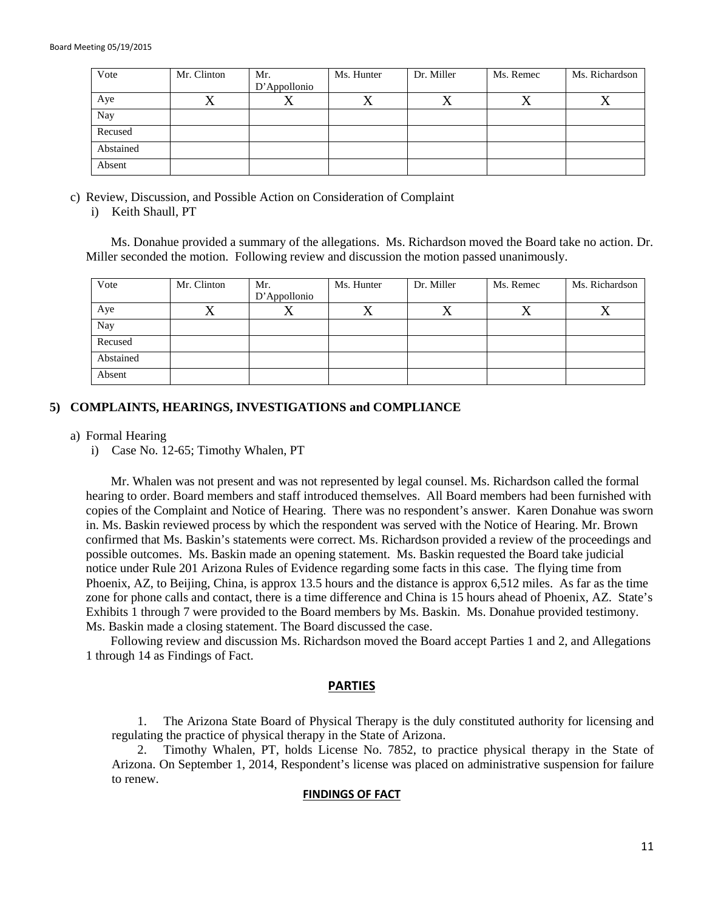| Vote | Mr. Clinton | Mr. D'Appollonio | Ms. Hunter | Dr. Miller | Ms. Remec | Ms. Richardson |
|---|---|---|---|---|---|---|
| Aye | X | X | X | X | X | X |
| Nay | | | | | | |
| Recused | | | | | | |
| Abstained | | | | | | |
| Absent | | | | | | |

c) Review, Discussion, and Possible Action on Consideration of Complaint
   i) Keith Shaull, PT

Ms. Donahue provided a summary of the allegations. Ms. Richardson moved the Board take no action. Dr. Miller seconded the motion. Following review and discussion the motion passed unanimously.

| Vote | Mr. Clinton | Mr. D'Appollonio | Ms. Hunter | Dr. Miller | Ms. Remec | Ms. Richardson |
|---|---|---|---|---|---|---|
| Aye | X | X | X | X | X | X |
| Nay | | | | | | |
| Recused | | | | | | |
| Abstained | | | | | | |
| Absent | | | | | | |

## 5) COMPLAINTS, HEARINGS, INVESTIGATIONS and COMPLIANCE

a) Formal Hearing
   i) Case No. 12-65; Timothy Whalen, PT

Mr. Whalen was not present and was not represented by legal counsel. Ms. Richardson called the formal hearing to order. Board members and staff introduced themselves. All Board members had been furnished with copies of the Complaint and Notice of Hearing. There was no respondent's answer. Karen Donahue was sworn in. Ms. Baskin reviewed process by which the respondent was served with the Notice of Hearing. Mr. Brown confirmed that Ms. Baskin's statements were correct. Ms. Richardson provided a review of the proceedings and possible outcomes. Ms. Baskin made an opening statement. Ms. Baskin requested the Board take judicial notice under Rule 201 Arizona Rules of Evidence regarding some facts in this case. The flying time from Phoenix, AZ, to Beijing, China, is approx 13.5 hours and the distance is approx 6,512 miles. As far as the time zone for phone calls and contact, there is a time difference and China is 15 hours ahead of Phoenix, AZ. State's Exhibits 1 through 7 were provided to the Board members by Ms. Baskin. Ms. Donahue provided testimony. Ms. Baskin made a closing statement. The Board discussed the case.

Following review and discussion Ms. Richardson moved the Board accept Parties 1 and 2, and Allegations 1 through 14 as Findings of Fact.

### PARTIES

1. The Arizona State Board of Physical Therapy is the duly constituted authority for licensing and regulating the practice of physical therapy in the State of Arizona.
2. Timothy Whalen, PT, holds License No. 7852, to practice physical therapy in the State of Arizona. On September 1, 2014, Respondent's license was placed on administrative suspension for failure to renew.

### FINDINGS OF FACT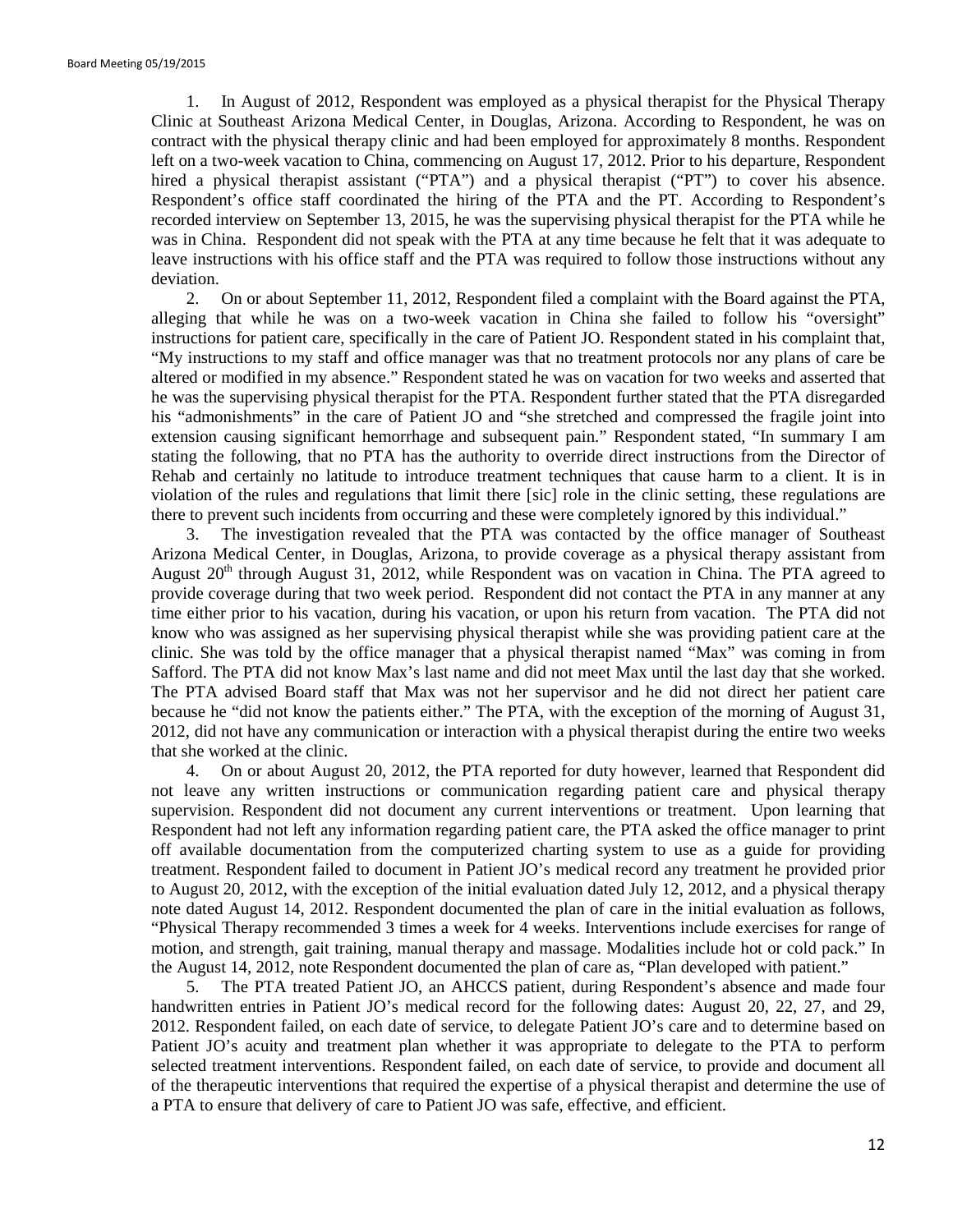1. In August of 2012, Respondent was employed as a physical therapist for the Physical Therapy Clinic at Southeast Arizona Medical Center, in Douglas, Arizona. According to Respondent, he was on contract with the physical therapy clinic and had been employed for approximately 8 months. Respondent left on a two-week vacation to China, commencing on August 17, 2012. Prior to his departure, Respondent hired a physical therapist assistant ("PTA") and a physical therapist ("PT") to cover his absence. Respondent's office staff coordinated the hiring of the PTA and the PT. According to Respondent's recorded interview on September 13, 2015, he was the supervising physical therapist for the PTA while he was in China. Respondent did not speak with the PTA at any time because he felt that it was adequate to leave instructions with his office staff and the PTA was required to follow those instructions without any deviation.

2. On or about September 11, 2012, Respondent filed a complaint with the Board against the PTA, alleging that while he was on a two-week vacation in China she failed to follow his "oversight" instructions for patient care, specifically in the care of Patient JO. Respondent stated in his complaint that, "My instructions to my staff and office manager was that no treatment protocols nor any plans of care be altered or modified in my absence." Respondent stated he was on vacation for two weeks and asserted that he was the supervising physical therapist for the PTA. Respondent further stated that the PTA disregarded his "admonishments" in the care of Patient JO and "she stretched and compressed the fragile joint into extension causing significant hemorrhage and subsequent pain." Respondent stated, "In summary I am stating the following, that no PTA has the authority to override direct instructions from the Director of Rehab and certainly no latitude to introduce treatment techniques that cause harm to a client. It is in violation of the rules and regulations that limit there [sic] role in the clinic setting, these regulations are there to prevent such incidents from occurring and these were completely ignored by this individual."

3. The investigation revealed that the PTA was contacted by the office manager of Southeast Arizona Medical Center, in Douglas, Arizona, to provide coverage as a physical therapy assistant from August 20th through August 31, 2012, while Respondent was on vacation in China. The PTA agreed to provide coverage during that two week period. Respondent did not contact the PTA in any manner at any time either prior to his vacation, during his vacation, or upon his return from vacation. The PTA did not know who was assigned as her supervising physical therapist while she was providing patient care at the clinic. She was told by the office manager that a physical therapist named "Max" was coming in from Safford. The PTA did not know Max's last name and did not meet Max until the last day that she worked. The PTA advised Board staff that Max was not her supervisor and he did not direct her patient care because he "did not know the patients either." The PTA, with the exception of the morning of August 31, 2012, did not have any communication or interaction with a physical therapist during the entire two weeks that she worked at the clinic.

4. On or about August 20, 2012, the PTA reported for duty however, learned that Respondent did not leave any written instructions or communication regarding patient care and physical therapy supervision. Respondent did not document any current interventions or treatment. Upon learning that Respondent had not left any information regarding patient care, the PTA asked the office manager to print off available documentation from the computerized charting system to use as a guide for providing treatment. Respondent failed to document in Patient JO's medical record any treatment he provided prior to August 20, 2012, with the exception of the initial evaluation dated July 12, 2012, and a physical therapy note dated August 14, 2012. Respondent documented the plan of care in the initial evaluation as follows, "Physical Therapy recommended 3 times a week for 4 weeks. Interventions include exercises for range of motion, and strength, gait training, manual therapy and massage. Modalities include hot or cold pack." In the August 14, 2012, note Respondent documented the plan of care as, "Plan developed with patient."

5. The PTA treated Patient JO, an AHCCS patient, during Respondent's absence and made four handwritten entries in Patient JO's medical record for the following dates: August 20, 22, 27, and 29, 2012. Respondent failed, on each date of service, to delegate Patient JO's care and to determine based on Patient JO's acuity and treatment plan whether it was appropriate to delegate to the PTA to perform selected treatment interventions. Respondent failed, on each date of service, to provide and document all of the therapeutic interventions that required the expertise of a physical therapist and determine the use of a PTA to ensure that delivery of care to Patient JO was safe, effective, and efficient.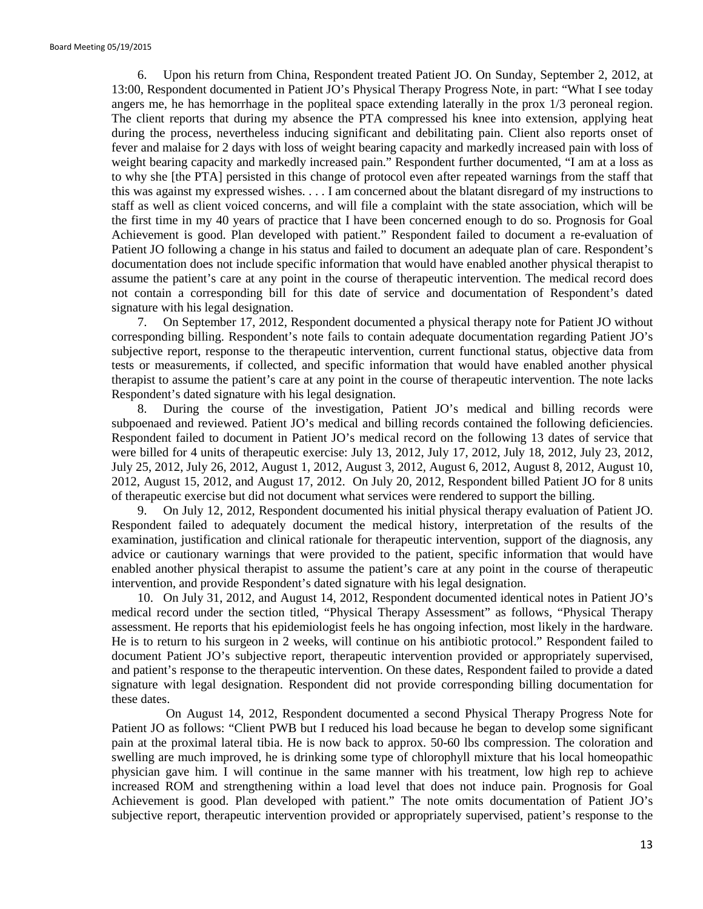6. Upon his return from China, Respondent treated Patient JO. On Sunday, September 2, 2012, at 13:00, Respondent documented in Patient JO's Physical Therapy Progress Note, in part: "What I see today angers me, he has hemorrhage in the popliteal space extending laterally in the prox 1/3 peroneal region. The client reports that during my absence the PTA compressed his knee into extension, applying heat during the process, nevertheless inducing significant and debilitating pain. Client also reports onset of fever and malaise for 2 days with loss of weight bearing capacity and markedly increased pain with loss of weight bearing capacity and markedly increased pain." Respondent further documented, "I am at a loss as to why she [the PTA] persisted in this change of protocol even after repeated warnings from the staff that this was against my expressed wishes. . . . I am concerned about the blatant disregard of my instructions to staff as well as client voiced concerns, and will file a complaint with the state association, which will be the first time in my 40 years of practice that I have been concerned enough to do so. Prognosis for Goal Achievement is good. Plan developed with patient." Respondent failed to document a re-evaluation of Patient JO following a change in his status and failed to document an adequate plan of care. Respondent's documentation does not include specific information that would have enabled another physical therapist to assume the patient's care at any point in the course of therapeutic intervention. The medical record does not contain a corresponding bill for this date of service and documentation of Respondent's dated signature with his legal designation.

7. On September 17, 2012, Respondent documented a physical therapy note for Patient JO without corresponding billing. Respondent's note fails to contain adequate documentation regarding Patient JO's subjective report, response to the therapeutic intervention, current functional status, objective data from tests or measurements, if collected, and specific information that would have enabled another physical therapist to assume the patient's care at any point in the course of therapeutic intervention. The note lacks Respondent's dated signature with his legal designation.

8. During the course of the investigation, Patient JO's medical and billing records were subpoenaed and reviewed. Patient JO's medical and billing records contained the following deficiencies. Respondent failed to document in Patient JO's medical record on the following 13 dates of service that were billed for 4 units of therapeutic exercise: July 13, 2012, July 17, 2012, July 18, 2012, July 23, 2012, July 25, 2012, July 26, 2012, August 1, 2012, August 3, 2012, August 6, 2012, August 8, 2012, August 10, 2012, August 15, 2012, and August 17, 2012. On July 20, 2012, Respondent billed Patient JO for 8 units of therapeutic exercise but did not document what services were rendered to support the billing.

9. On July 12, 2012, Respondent documented his initial physical therapy evaluation of Patient JO. Respondent failed to adequately document the medical history, interpretation of the results of the examination, justification and clinical rationale for therapeutic intervention, support of the diagnosis, any advice or cautionary warnings that were provided to the patient, specific information that would have enabled another physical therapist to assume the patient's care at any point in the course of therapeutic intervention, and provide Respondent's dated signature with his legal designation.

10. On July 31, 2012, and August 14, 2012, Respondent documented identical notes in Patient JO's medical record under the section titled, "Physical Therapy Assessment" as follows, "Physical Therapy assessment. He reports that his epidemiologist feels he has ongoing infection, most likely in the hardware. He is to return to his surgeon in 2 weeks, will continue on his antibiotic protocol." Respondent failed to document Patient JO's subjective report, therapeutic intervention provided or appropriately supervised, and patient's response to the therapeutic intervention. On these dates, Respondent failed to provide a dated signature with legal designation. Respondent did not provide corresponding billing documentation for these dates.

On August 14, 2012, Respondent documented a second Physical Therapy Progress Note for Patient JO as follows: "Client PWB but I reduced his load because he began to develop some significant pain at the proximal lateral tibia. He is now back to approx. 50-60 lbs compression. The coloration and swelling are much improved, he is drinking some type of chlorophyll mixture that his local homeopathic physician gave him. I will continue in the same manner with his treatment, low high rep to achieve increased ROM and strengthening within a load level that does not induce pain. Prognosis for Goal Achievement is good. Plan developed with patient." The note omits documentation of Patient JO's subjective report, therapeutic intervention provided or appropriately supervised, patient's response to the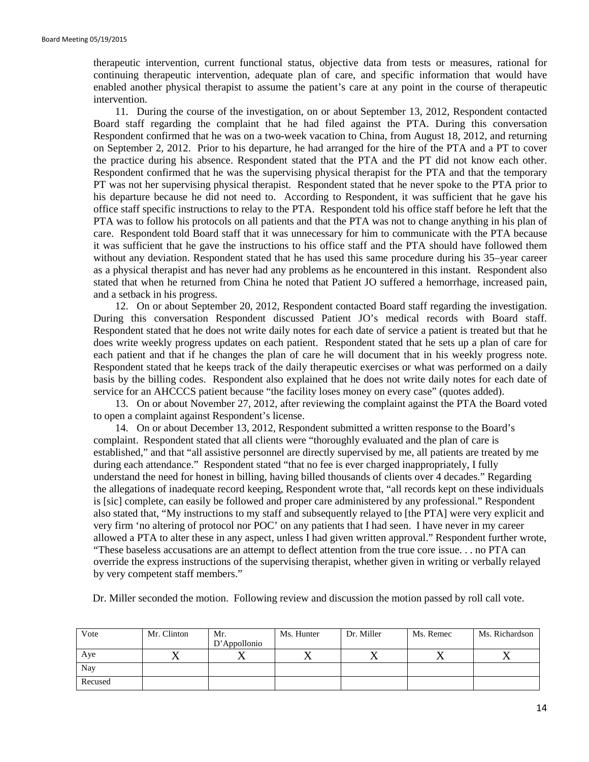therapeutic intervention, current functional status, objective data from tests or measures, rational for continuing therapeutic intervention, adequate plan of care, and specific information that would have enabled another physical therapist to assume the patient's care at any point in the course of therapeutic intervention.

11. During the course of the investigation, on or about September 13, 2012, Respondent contacted Board staff regarding the complaint that he had filed against the PTA. During this conversation Respondent confirmed that he was on a two-week vacation to China, from August 18, 2012, and returning on September 2, 2012. Prior to his departure, he had arranged for the hire of the PTA and a PT to cover the practice during his absence. Respondent stated that the PTA and the PT did not know each other. Respondent confirmed that he was the supervising physical therapist for the PTA and that the temporary PT was not her supervising physical therapist. Respondent stated that he never spoke to the PTA prior to his departure because he did not need to. According to Respondent, it was sufficient that he gave his office staff specific instructions to relay to the PTA. Respondent told his office staff before he left that the PTA was to follow his protocols on all patients and that the PTA was not to change anything in his plan of care. Respondent told Board staff that it was unnecessary for him to communicate with the PTA because it was sufficient that he gave the instructions to his office staff and the PTA should have followed them without any deviation. Respondent stated that he has used this same procedure during his 35–year career as a physical therapist and has never had any problems as he encountered in this instant. Respondent also stated that when he returned from China he noted that Patient JO suffered a hemorrhage, increased pain, and a setback in his progress.

12. On or about September 20, 2012, Respondent contacted Board staff regarding the investigation. During this conversation Respondent discussed Patient JO's medical records with Board staff. Respondent stated that he does not write daily notes for each date of service a patient is treated but that he does write weekly progress updates on each patient. Respondent stated that he sets up a plan of care for each patient and that if he changes the plan of care he will document that in his weekly progress note. Respondent stated that he keeps track of the daily therapeutic exercises or what was performed on a daily basis by the billing codes. Respondent also explained that he does not write daily notes for each date of service for an AHCCCS patient because "the facility loses money on every case" (quotes added).

13. On or about November 27, 2012, after reviewing the complaint against the PTA the Board voted to open a complaint against Respondent's license.

14. On or about December 13, 2012, Respondent submitted a written response to the Board's complaint. Respondent stated that all clients were "thoroughly evaluated and the plan of care is established," and that "all assistive personnel are directly supervised by me, all patients are treated by me during each attendance." Respondent stated "that no fee is ever charged inappropriately, I fully understand the need for honest in billing, having billed thousands of clients over 4 decades." Regarding the allegations of inadequate record keeping, Respondent wrote that, "all records kept on these individuals is [sic] complete, can easily be followed and proper care administered by any professional." Respondent also stated that, "My instructions to my staff and subsequently relayed to [the PTA] were very explicit and very firm 'no altering of protocol nor POC' on any patients that I had seen. I have never in my career allowed a PTA to alter these in any aspect, unless I had given written approval." Respondent further wrote, "These baseless accusations are an attempt to deflect attention from the true core issue. . . no PTA can override the express instructions of the supervising therapist, whether given in writing or verbally relayed by very competent staff members."

Dr. Miller seconded the motion. Following review and discussion the motion passed by roll call vote.

| Vote | Mr. Clinton | Mr. D'Appollonio | Ms. Hunter | Dr. Miller | Ms. Remec | Ms. Richardson |
|---|---|---|---|---|---|---|
| Aye | X | X | X | X | X | X |
| Nay | | | | | | |
| Recused | | | | | | |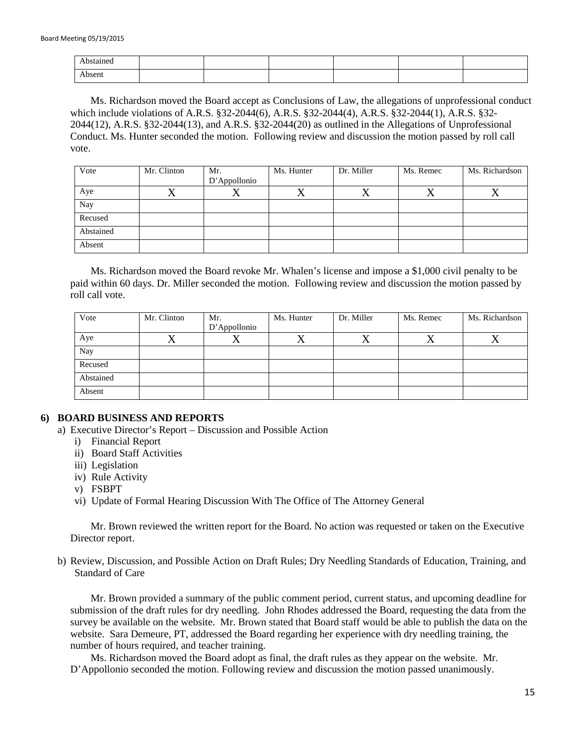| Abstained | | | | | | |
|---|---|---|---|---|---|---|
| Absent | | | | | | |

Ms. Richardson moved the Board accept as Conclusions of Law, the allegations of unprofessional conduct which include violations of A.R.S. §32-2044(6), A.R.S. §32-2044(4), A.R.S. §32-2044(1), A.R.S. §32-2044(12), A.R.S. §32-2044(13), and A.R.S. §32-2044(20) as outlined in the Allegations of Unprofessional Conduct. Ms. Hunter seconded the motion. Following review and discussion the motion passed by roll call vote.

| Vote | Mr. Clinton | Mr. D'Appollonio | Ms. Hunter | Dr. Miller | Ms. Remec | Ms. Richardson |
|---|---|---|---|---|---|---|
| Aye | X | X | X | X | X | X |
| Nay | | | | | | |
| Recused | | | | | | |
| Abstained | | | | | | |
| Absent | | | | | | |

Ms. Richardson moved the Board revoke Mr. Whalen's license and impose a $1,000 civil penalty to be paid within 60 days. Dr. Miller seconded the motion. Following review and discussion the motion passed by roll call vote.

| Vote | Mr. Clinton | Mr. D'Appollonio | Ms. Hunter | Dr. Miller | Ms. Remec | Ms. Richardson |
|---|---|---|---|---|---|---|
| Aye | X | X | X | X | X | X |
| Nay | | | | | | |
| Recused | | | | | | |
| Abstained | | | | | | |
| Absent | | | | | | |

## 6) BOARD BUSINESS AND REPORTS

a) Executive Director's Report – Discussion and Possible Action
   i) Financial Report
   ii) Board Staff Activities
   iii) Legislation
   iv) Rule Activity
   v) FSBPT
   vi) Update of Formal Hearing Discussion With The Office of The Attorney General

Mr. Brown reviewed the written report for the Board. No action was requested or taken on the Executive Director report.

b) Review, Discussion, and Possible Action on Draft Rules; Dry Needling Standards of Education, Training, and Standard of Care

Mr. Brown provided a summary of the public comment period, current status, and upcoming deadline for submission of the draft rules for dry needling. John Rhodes addressed the Board, requesting the data from the survey be available on the website. Mr. Brown stated that Board staff would be able to publish the data on the website. Sara Demeure, PT, addressed the Board regarding her experience with dry needling training, the number of hours required, and teacher training.

Ms. Richardson moved the Board adopt as final, the draft rules as they appear on the website. Mr. D'Appollonio seconded the motion. Following review and discussion the motion passed unanimously.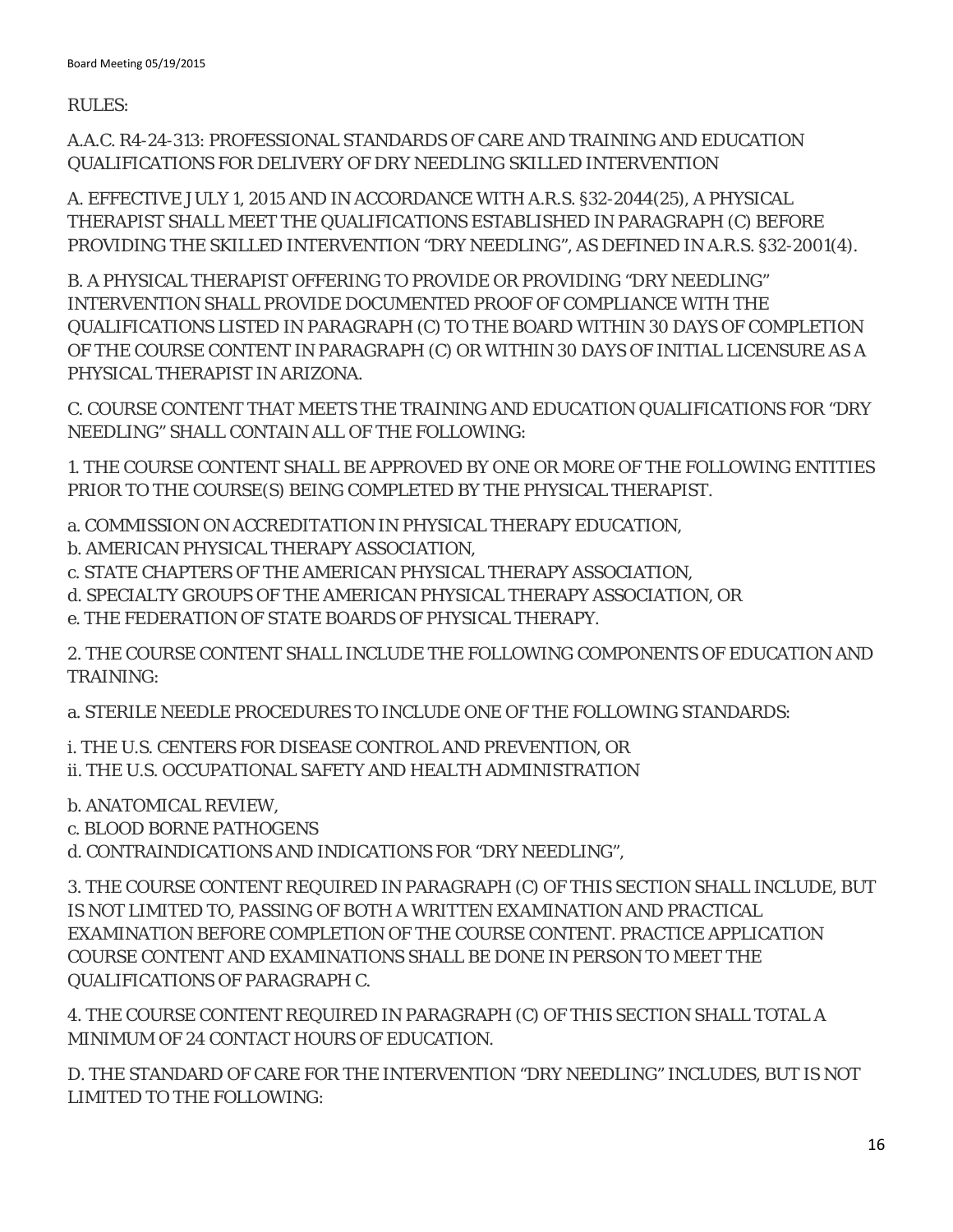RULES:

A.A.C. R4-24-313: PROFESSIONAL STANDARDS OF CARE AND TRAINING AND EDUCATION QUALIFICATIONS FOR DELIVERY OF DRY NEEDLING SKILLED INTERVENTION

A. EFFECTIVE JULY 1, 2015 AND IN ACCORDANCE WITH A.R.S. §32-2044(25), A PHYSICAL THERAPIST SHALL MEET THE QUALIFICATIONS ESTABLISHED IN PARAGRAPH (C) BEFORE PROVIDING THE SKILLED INTERVENTION "DRY NEEDLING", AS DEFINED IN A.R.S. §32-2001(4).

B. A PHYSICAL THERAPIST OFFERING TO PROVIDE OR PROVIDING "DRY NEEDLING" INTERVENTION SHALL PROVIDE DOCUMENTED PROOF OF COMPLIANCE WITH THE QUALIFICATIONS LISTED IN PARAGRAPH (C) TO THE BOARD WITHIN 30 DAYS OF COMPLETION OF THE COURSE CONTENT IN PARAGRAPH (C) OR WITHIN 30 DAYS OF INITIAL LICENSURE AS A PHYSICAL THERAPIST IN ARIZONA.

C. COURSE CONTENT THAT MEETS THE TRAINING AND EDUCATION QUALIFICATIONS FOR "DRY NEEDLING" SHALL CONTAIN ALL OF THE FOLLOWING:

1. THE COURSE CONTENT SHALL BE APPROVED BY ONE OR MORE OF THE FOLLOWING ENTITIES PRIOR TO THE COURSE(S) BEING COMPLETED BY THE PHYSICAL THERAPIST.

a. COMMISSION ON ACCREDITATION IN PHYSICAL THERAPY EDUCATION,
b. AMERICAN PHYSICAL THERAPY ASSOCIATION,
c. STATE CHAPTERS OF THE AMERICAN PHYSICAL THERAPY ASSOCIATION,
d. SPECIALTY GROUPS OF THE AMERICAN PHYSICAL THERAPY ASSOCIATION, OR
e. THE FEDERATION OF STATE BOARDS OF PHYSICAL THERAPY.

2. THE COURSE CONTENT SHALL INCLUDE THE FOLLOWING COMPONENTS OF EDUCATION AND TRAINING:

a. STERILE NEEDLE PROCEDURES TO INCLUDE ONE OF THE FOLLOWING STANDARDS:

i. THE U.S. CENTERS FOR DISEASE CONTROL AND PREVENTION, OR
ii. THE U.S. OCCUPATIONAL SAFETY AND HEALTH ADMINISTRATION

b. ANATOMICAL REVIEW,
c. BLOOD BORNE PATHOGENS
d. CONTRAINDICATIONS AND INDICATIONS FOR "DRY NEEDLING",

3. THE COURSE CONTENT REQUIRED IN PARAGRAPH (C) OF THIS SECTION SHALL INCLUDE, BUT IS NOT LIMITED TO, PASSING OF BOTH A WRITTEN EXAMINATION AND PRACTICAL EXAMINATION BEFORE COMPLETION OF THE COURSE CONTENT. PRACTICE APPLICATION COURSE CONTENT AND EXAMINATIONS SHALL BE DONE IN PERSON TO MEET THE QUALIFICATIONS OF PARAGRAPH C.

4. THE COURSE CONTENT REQUIRED IN PARAGRAPH (C) OF THIS SECTION SHALL TOTAL A MINIMUM OF 24 CONTACT HOURS OF EDUCATION.

D. THE STANDARD OF CARE FOR THE INTERVENTION "DRY NEEDLING" INCLUDES, BUT IS NOT LIMITED TO THE FOLLOWING: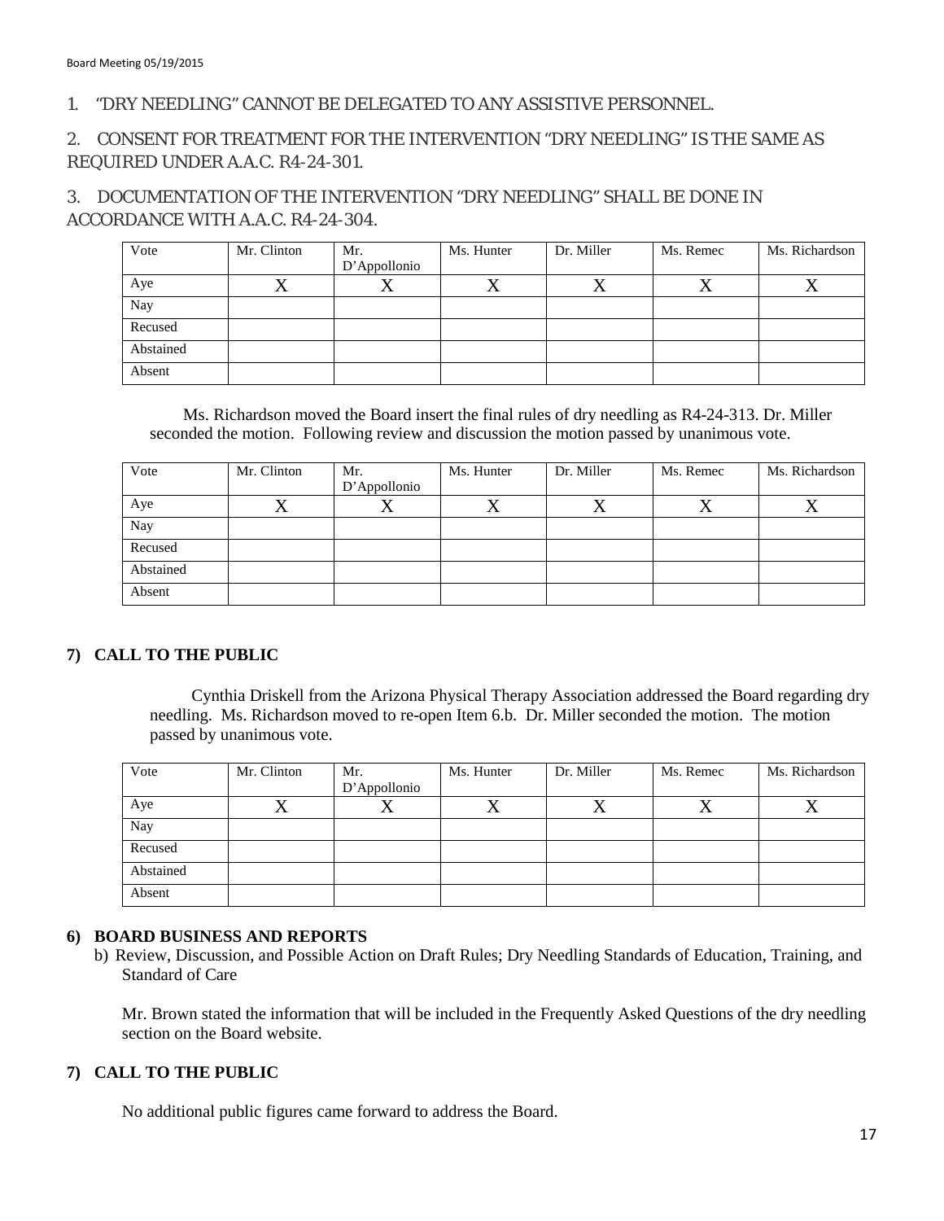1. "DRY NEEDLING" CANNOT BE DELEGATED TO ANY ASSISTIVE PERSONNEL.

2. CONSENT FOR TREATMENT FOR THE INTERVENTION "DRY NEEDLING" IS THE SAME AS REQUIRED UNDER A.A.C. R4-24-301.

3. DOCUMENTATION OF THE INTERVENTION "DRY NEEDLING" SHALL BE DONE IN ACCORDANCE WITH A.A.C. R4-24-304.

| Vote | Mr. Clinton | Mr. D'Appollonio | Ms. Hunter | Dr. Miller | Ms. Remec | Ms. Richardson |
|---|---|---|---|---|---|---|
| Aye | X | X | X | X | X | X |
| Nay | | | | | | |
| Recused | | | | | | |
| Abstained | | | | | | |
| Absent | | | | | | |

Ms. Richardson moved the Board insert the final rules of dry needling as R4-24-313. Dr. Miller seconded the motion. Following review and discussion the motion passed by unanimous vote.

| Vote | Mr. Clinton | Mr. D'Appollonio | Ms. Hunter | Dr. Miller | Ms. Remec | Ms. Richardson |
|---|---|---|---|---|---|---|
| Aye | X | X | X | X | X | X |
| Nay | | | | | | |
| Recused | | | | | | |
| Abstained | | | | | | |
| Absent | | | | | | |

## 7) CALL TO THE PUBLIC

Cynthia Driskell from the Arizona Physical Therapy Association addressed the Board regarding dry needling. Ms. Richardson moved to re-open Item 6.b. Dr. Miller seconded the motion. The motion passed by unanimous vote.

| Vote | Mr. Clinton | Mr. D'Appollonio | Ms. Hunter | Dr. Miller | Ms. Remec | Ms. Richardson |
|---|---|---|---|---|---|---|
| Aye | X | X | X | X | X | X |
| Nay | | | | | | |
| Recused | | | | | | |
| Abstained | | | | | | |
| Absent | | | | | | |

## 6) BOARD BUSINESS AND REPORTS

b) Review, Discussion, and Possible Action on Draft Rules; Dry Needling Standards of Education, Training, and Standard of Care

Mr. Brown stated the information that will be included in the Frequently Asked Questions of the dry needling section on the Board website.

## 7) CALL TO THE PUBLIC

No additional public figures came forward to address the Board.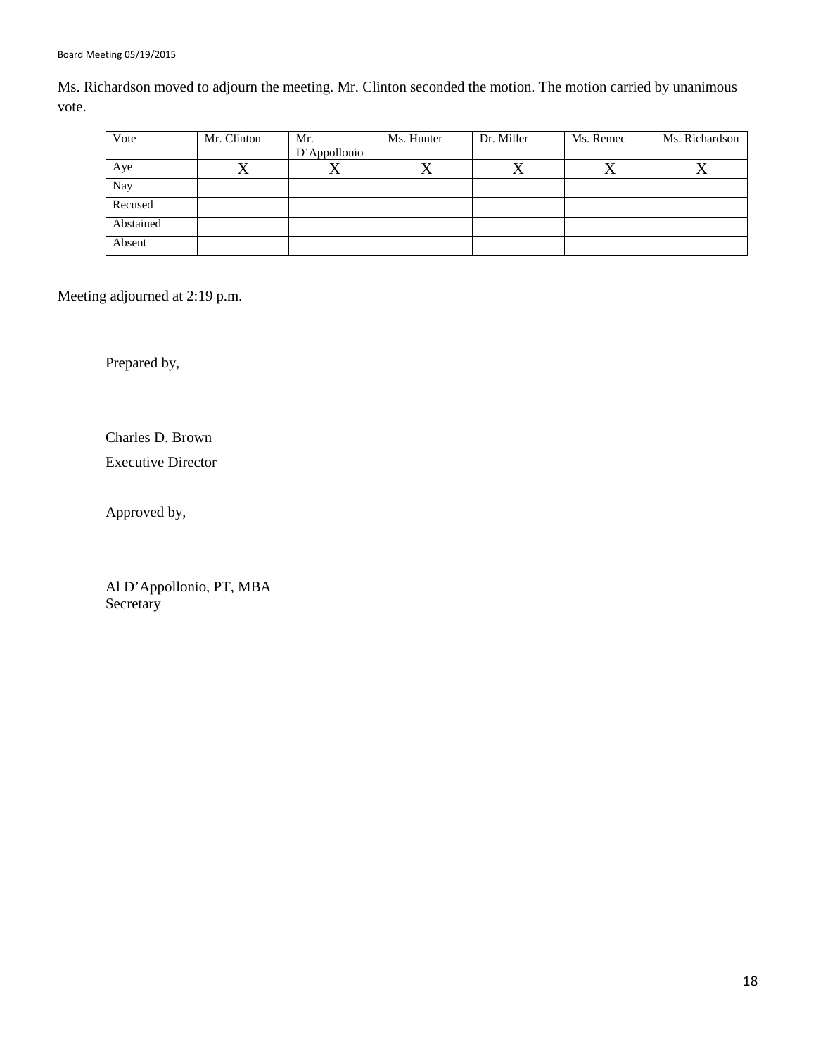Ms. Richardson moved to adjourn the meeting. Mr. Clinton seconded the motion. The motion carried by unanimous vote.

| Vote | Mr. Clinton | Mr. D'Appollonio | Ms. Hunter | Dr. Miller | Ms. Remec | Ms. Richardson |
|---|---|---|---|---|---|---|
| Aye | X | X | X | X | X | X |
| Nay | | | | | | |
| Recused | | | | | | |
| Abstained | | | | | | |
| Absent | | | | | | |

Meeting adjourned at 2:19 p.m.

Prepared by,

Charles D. Brown
Executive Director

Approved by,

Al D'Appollonio, PT, MBA
Secretary